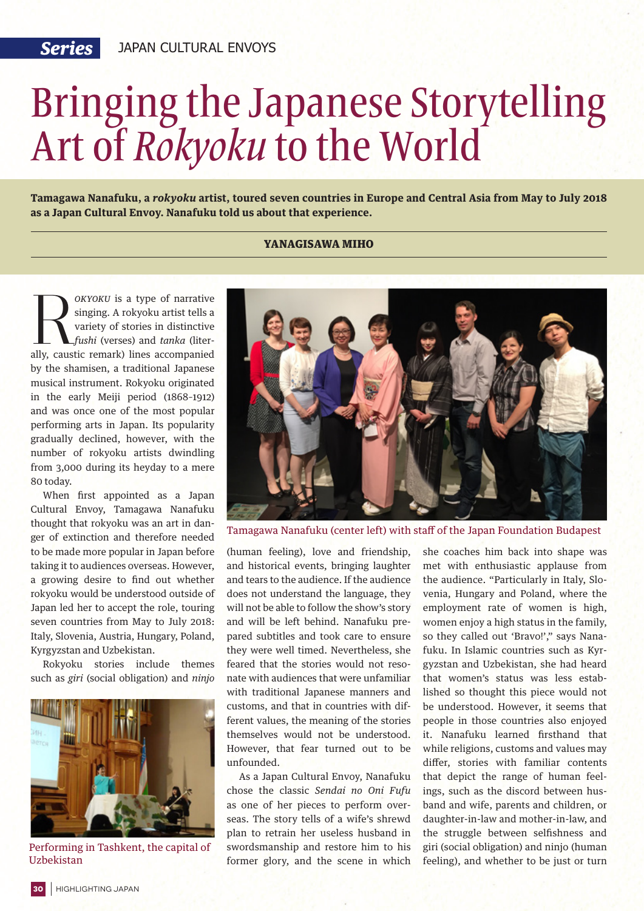Series JAPAN CULTURAL ENVOYS

# Bringing the Japanese Storytelling Art of *Rokyoku* to the World

**Tamagawa Nanafuku, a *rokyoku* artist, toured seven countries in Europe and Central Asia from May to July 2018 as a Japan Cultural Envoy. Nanafuku told us about that experience.**

**YANAGISAWA MIHO**

*ROKYOKU* is a type of narrative singing. A rokyoku artist tells a variety of stories in distinctive *fushi* (verses) and *tanka* (literally, caustic remark) lines accompanied by the shamisen, a traditional Japanese musical instrument. Rokyoku originated in the early Meiji period (1868-1912) and was once one of the most popular performing arts in Japan. Its popularity gradually declined, however, with the number of rokyoku artists dwindling from 3,000 during its heyday to a mere 80 today.

When first appointed as a Japan Cultural Envoy, Tamagawa Nanafuku thought that rokyoku was an art in danger of extinction and therefore needed to be made more popular in Japan before taking it to audiences overseas. However, a growing desire to find out whether rokyoku would be understood outside of Japan led her to accept the role, touring seven countries from May to July 2018: Italy, Slovenia, Austria, Hungary, Poland, Kyrgyzstan and Uzbekistan.

Rokyoku stories include themes such as *giri* (social obligation) and *ninjo* (human feeling), love and friendship, and historical events, bringing laughter and tears to the audience. If the audience does not understand the language, they will not be able to follow the show's story and will be left behind. Nanafuku prepared subtitles and took care to ensure they were well timed. Nevertheless, she feared that the stories would not resonate with audiences that were unfamiliar with traditional Japanese manners and customs, and that in countries with different values, the meaning of the stories themselves would not be understood. However, that fear turned out to be unfounded.

As a Japan Cultural Envoy, Nanafuku chose the classic *Sendai no Oni Fufu* as one of her pieces to perform overseas. The story tells of a wife's shrewd plan to retrain her useless husband in swordsmanship and restore him to his former glory, and the scene in which she coaches him back into shape was met with enthusiastic applause from the audience. "Particularly in Italy, Slovenia, Hungary and Poland, where the employment rate of women is high, women enjoy a high status in the family, so they called out 'Bravo!'," says Nanafuku. In Islamic countries such as Kyrgyzstan and Uzbekistan, she had heard that women's status was less established so thought this piece would not be understood. However, it seems that people in those countries also enjoyed it. Nanafuku learned firsthand that while religions, customs and values may differ, stories with familiar contents that depict the range of human feelings, such as the discord between husband and wife, parents and children, or daughter-in-law and mother-in-law, and the struggle between selfishness and giri (social obligation) and ninjo (human feeling), and whether to be just or turn

Tamagawa Nanafuku (center left) with staff of the Japan Foundation Budapest

Performing in Tashkent, the capital of Uzbekistan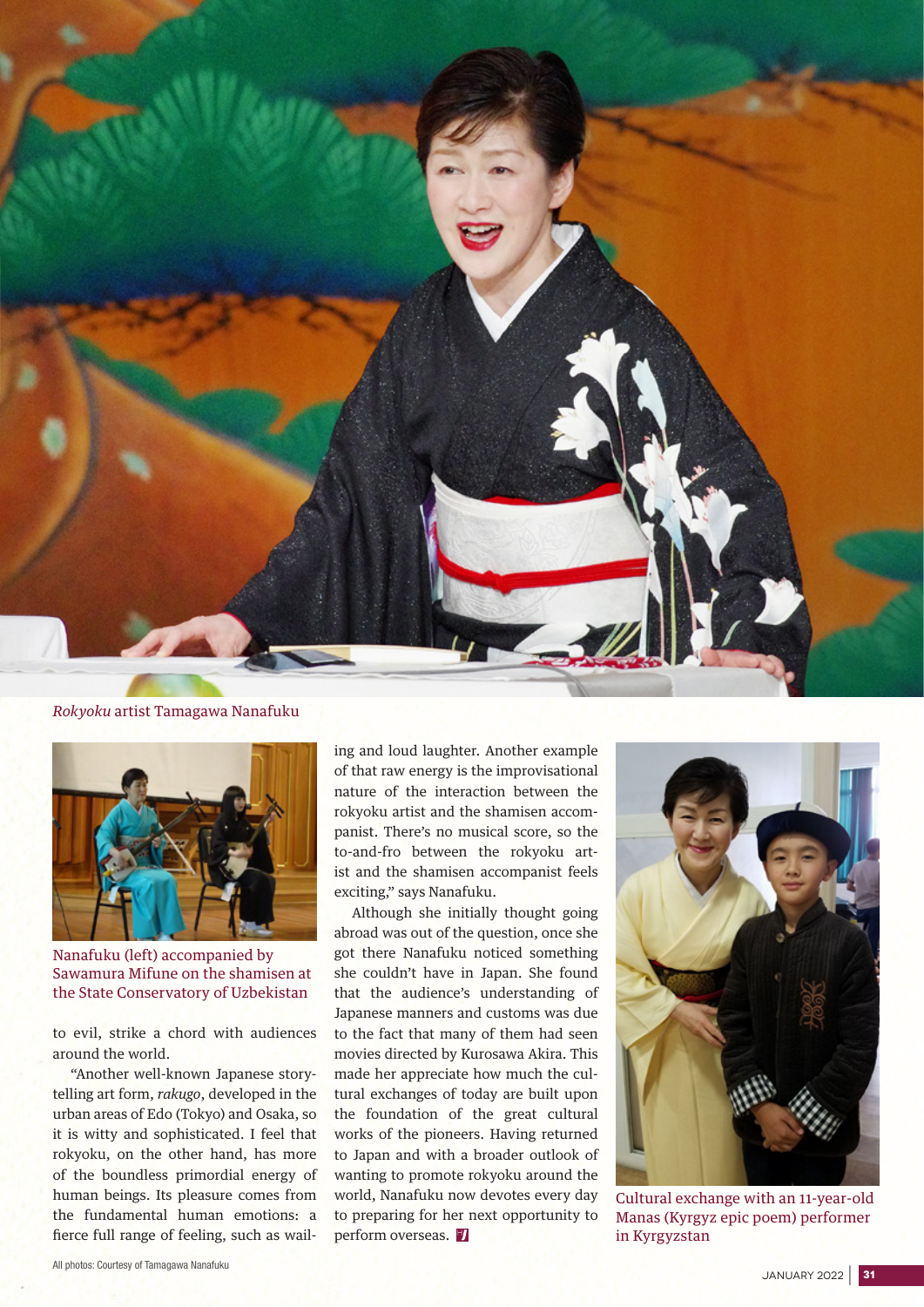*Rokyoku* artist Tamagawa Nanafuku

Nanafuku (left) accompanied by Sawamura Mifune on the shamisen at the State Conservatory of Uzbekistan

to evil, strike a chord with audiences around the world.

"Another well-known Japanese storytelling art form, *rakugo*, developed in the urban areas of Edo (Tokyo) and Osaka, so it is witty and sophisticated. I feel that rokyoku, on the other hand, has more of the boundless primordial energy of human beings. Its pleasure comes from the fundamental human emotions: a fierce full range of feeling, such as wailing and loud laughter. Another example of that raw energy is the improvisational nature of the interaction between the rokyoku artist and the shamisen accompanist. There's no musical score, so the to-and-fro between the rokyoku artist and the shamisen accompanist feels exciting," says Nanafuku.

Although she initially thought going abroad was out of the question, once she got there Nanafuku noticed something she couldn't have in Japan. She found that the audience's understanding of Japanese manners and customs was due to the fact that many of them had seen movies directed by Kurosawa Akira. This made her appreciate how much the cultural exchanges of today are built upon the foundation of the great cultural works of the pioneers. Having returned to Japan and with a broader outlook of wanting to promote rokyoku around the world, Nanafuku now devotes every day to preparing for her next opportunity to perform overseas.

Cultural exchange with an 11-year-old Manas (Kyrgyz epic poem) performer in Kyrgyzstan

All photos: Courtesy of Tamagawa Nanafuku